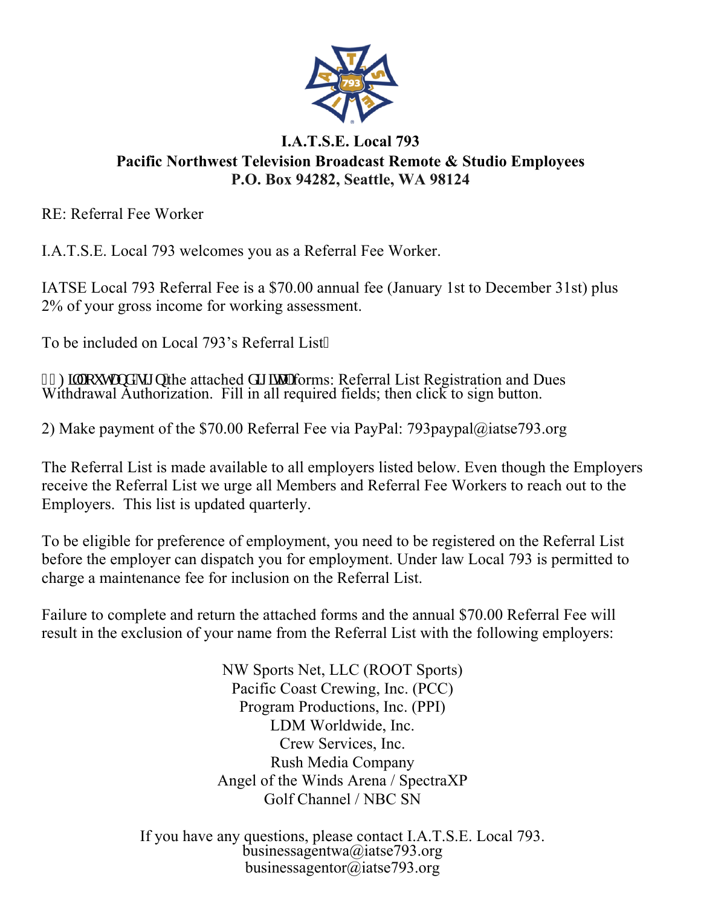**I.A.T.S.E. Local 793**
**Pacific Northwest Television Broadcast Remote & Studio Employees**
**P.O. Box 94282, Seattle, WA 98124**

RE: Referral Fee Worker

I.A.T.S.E. Local 793 welcomes you as a Referral Fee Worker.

IATSE Local 793 Referral Fee is a $70.00 annual fee (January 1st to December 31st) plus 2% of your gross income for working assessment.

To be included on Local 793's Referral List:

1) Fill out and sign the attached digital forms: Referral List Registration and Dues Withdrawal Authorization. Fill in all required fields; then click to sign button.

2) Make payment of the $70.00 Referral Fee via PayPal: 793paypal@iatse793.org

The Referral List is made available to all employers listed below. Even though the Employers receive the Referral List we urge all Members and Referral Fee Workers to reach out to the Employers. This list is updated quarterly.

To be eligible for preference of employment, you need to be registered on the Referral List before the employer can dispatch you for employment. Under law Local 793 is permitted to charge a maintenance fee for inclusion on the Referral List.

Failure to complete and return the attached forms and the annual $70.00 Referral Fee will result in the exclusion of your name from the Referral List with the following employers:

NW Sports Net, LLC (ROOT Sports)
Pacific Coast Crewing, Inc. (PCC)
Program Productions, Inc. (PPI)
LDM Worldwide, Inc.
Crew Services, Inc.
Rush Media Company
Angel of the Winds Arena / SpectraXP
Golf Channel / NBC SN

If you have any questions, please contact I.A.T.S.E. Local 793.
businessagentwa@iatse793.org
businessagentor@iatse793.org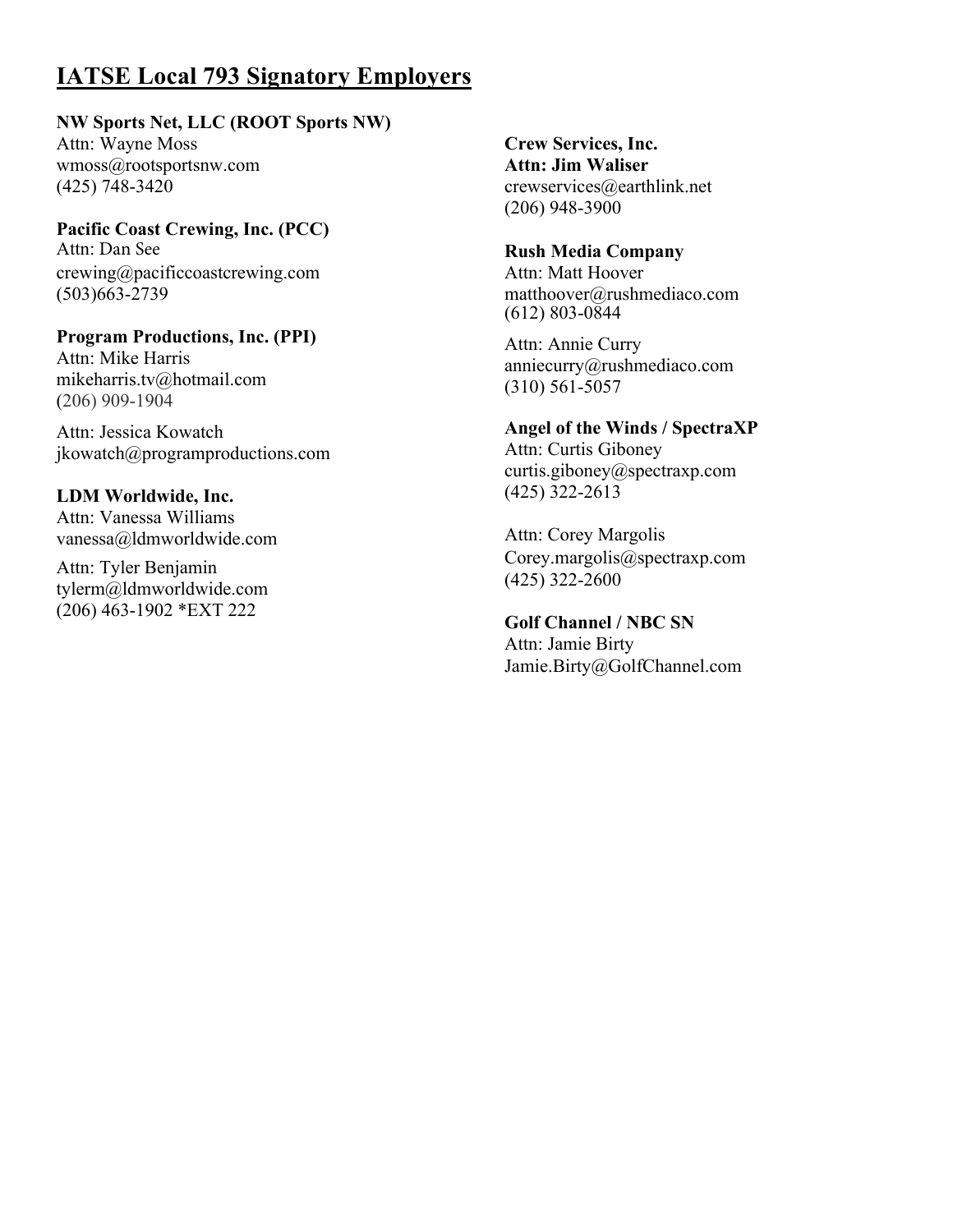# IATSE Local 793 Signatory Employers

**NW Sports Net, LLC (ROOT Sports NW)**
Attn: Wayne Moss
wmoss@rootsportsnw.com
(425) 748-3420

**Pacific Coast Crewing, Inc. (PCC)**
Attn: Dan See
crewing@pacificcoastcrewing.com
(503)663-2739

**Program Productions, Inc. (PPI)**
Attn: Mike Harris
mikeharris.tv@hotmail.com
(206) 909-1904

Attn: Jessica Kowatch
jkowatch@programproductions.com

**LDM Worldwide, Inc.**
Attn: Vanessa Williams
vanessa@ldmworldwide.com

Attn: Tyler Benjamin
tylerm@ldmworldwide.com
(206) 463-1902 *EXT 222

**Crew Services, Inc.**
**Attn: Jim Waliser**
crewservices@earthlink.net
(206) 948-3900

**Rush Media Company**
Attn: Matt Hoover
matthoover@rushmediaco.com
(612) 803-0844

Attn: Annie Curry
anniecurry@rushmediaco.com
(310) 561-5057

**Angel of the Winds / SpectraXP**
Attn: Curtis Giboney
curtis.giboney@spectraxp.com
(425) 322-2613

Attn: Corey Margolis
Corey.margolis@spectraxp.com
(425) 322-2600

**Golf Channel / NBC SN**
Attn: Jamie Birty
Jamie.Birty@GolfChannel.com